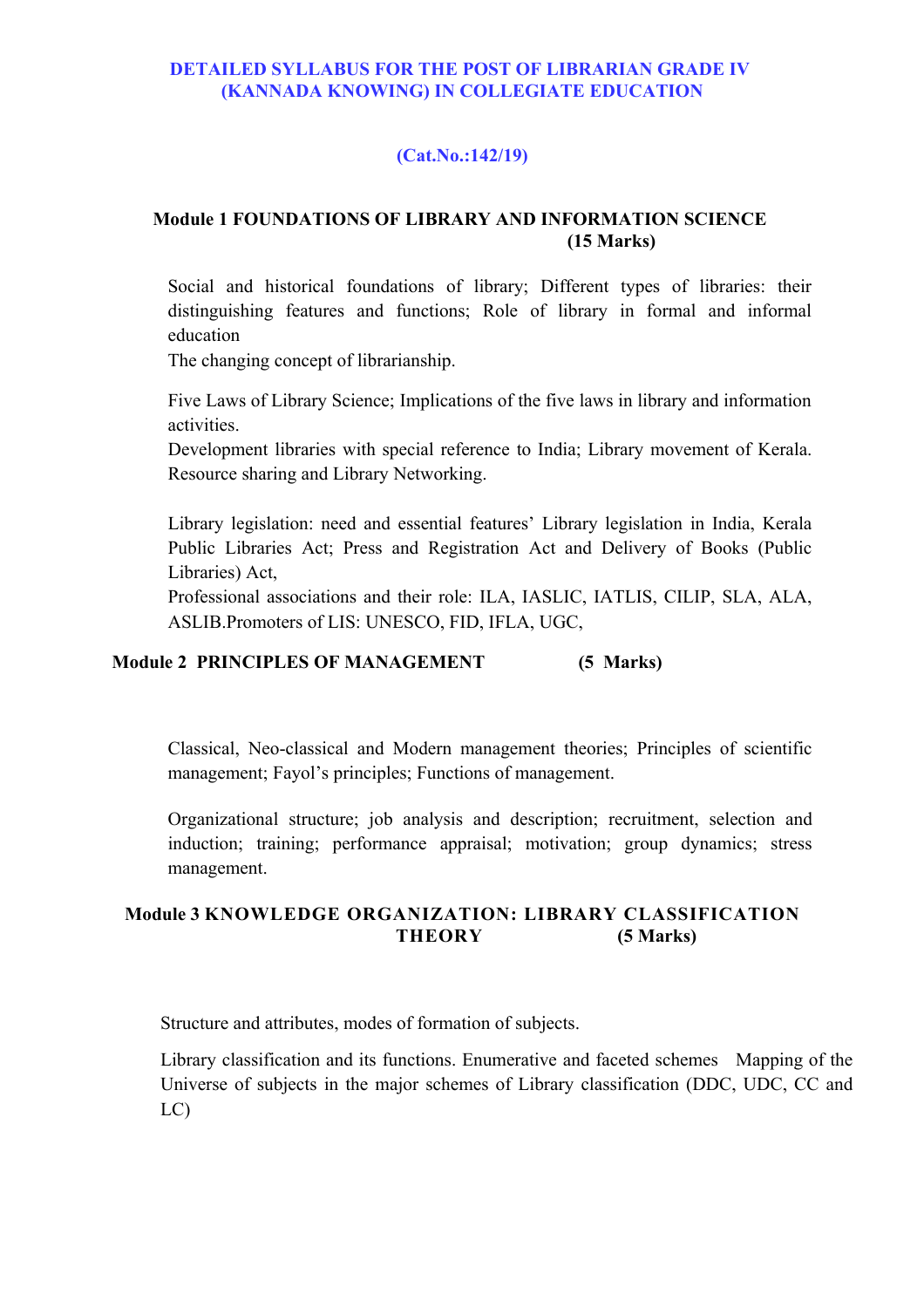# DETAILED SYLLABUS FOR THE POST OF LIBRARIAN GRADE IV (KANNADA KNOWING) IN COLLEGIATE EDUCATION

**(Cat.No.:142/19)**

## Module 1 FOUNDATIONS OF LIBRARY AND INFORMATION SCIENCE (15 Marks)

Social and historical foundations of library; Different types of libraries: their distinguishing features and functions; Role of library in formal and informal education

The changing concept of librarianship.

Five Laws of Library Science; Implications of the five laws in library and information activities.

Development libraries with special reference to India; Library movement of Kerala. Resource sharing and Library Networking.

Library legislation: need and essential features' Library legislation in India, Kerala Public Libraries Act; Press and Registration Act and Delivery of Books (Public Libraries) Act,

Professional associations and their role: ILA, IASLIC, IATLIS, CILIP, SLA, ALA, ASLIB.Promoters of LIS: UNESCO, FID, IFLA, UGC,

## Module 2 PRINCIPLES OF MANAGEMENT (5 Marks)

Classical, Neo-classical and Modern management theories; Principles of scientific management; Fayol's principles; Functions of management.

Organizational structure; job analysis and description; recruitment, selection and induction; training; performance appraisal; motivation; group dynamics; stress management.

## Module 3 KNOWLEDGE ORGANIZATION: LIBRARY CLASSIFICATION THEORY (5 Marks)

Structure and attributes, modes of formation of subjects.

Library classification and its functions. Enumerative and faceted schemes Mapping of the Universe of subjects in the major schemes of Library classification (DDC, UDC, CC and LC)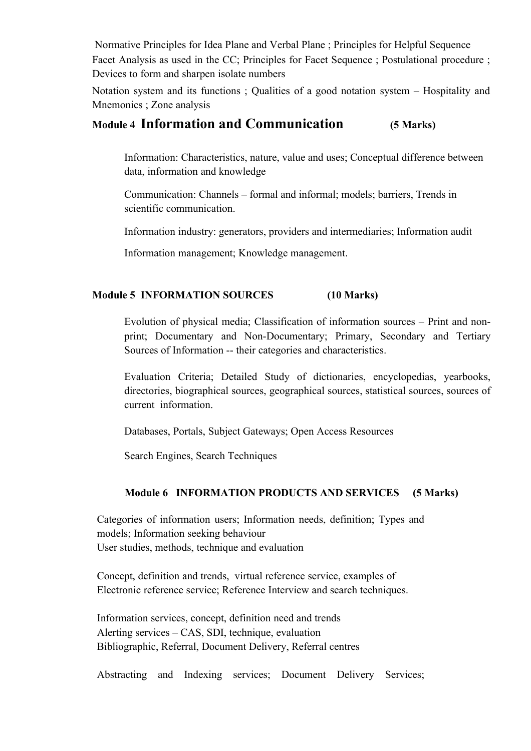Normative Principles for Idea Plane and Verbal Plane ; Principles for Helpful Sequence

Facet Analysis as used in the CC; Principles for Facet Sequence ; Postulational procedure ; Devices to form and sharpen isolate numbers

Notation system and its functions ; Qualities of a good notation system – Hospitality and Mnemonics ; Zone analysis

## Module 4 Information and Communication (5 Marks)

Information: Characteristics, nature, value and uses; Conceptual difference between data, information and knowledge

Communication: Channels – formal and informal; models; barriers, Trends in scientific communication.

Information industry: generators, providers and intermediaries; Information audit

Information management; Knowledge management.

## Module 5 INFORMATION SOURCES (10 Marks)

Evolution of physical media; Classification of information sources – Print and non-print; Documentary and Non-Documentary; Primary, Secondary and Tertiary Sources of Information -- their categories and characteristics.

Evaluation Criteria; Detailed Study of dictionaries, encyclopedias, yearbooks, directories, biographical sources, geographical sources, statistical sources, sources of current information.

Databases, Portals, Subject Gateways; Open Access Resources

Search Engines, Search Techniques

## Module 6 INFORMATION PRODUCTS AND SERVICES (5 Marks)

Categories of information users; Information needs, definition; Types and models; Information seeking behaviour
User studies, methods, technique and evaluation

Concept, definition and trends, virtual reference service, examples of Electronic reference service; Reference Interview and search techniques.

Information services, concept, definition need and trends
Alerting services – CAS, SDI, technique, evaluation
Bibliographic, Referral, Document Delivery, Referral centres

Abstracting and Indexing services; Document Delivery Services;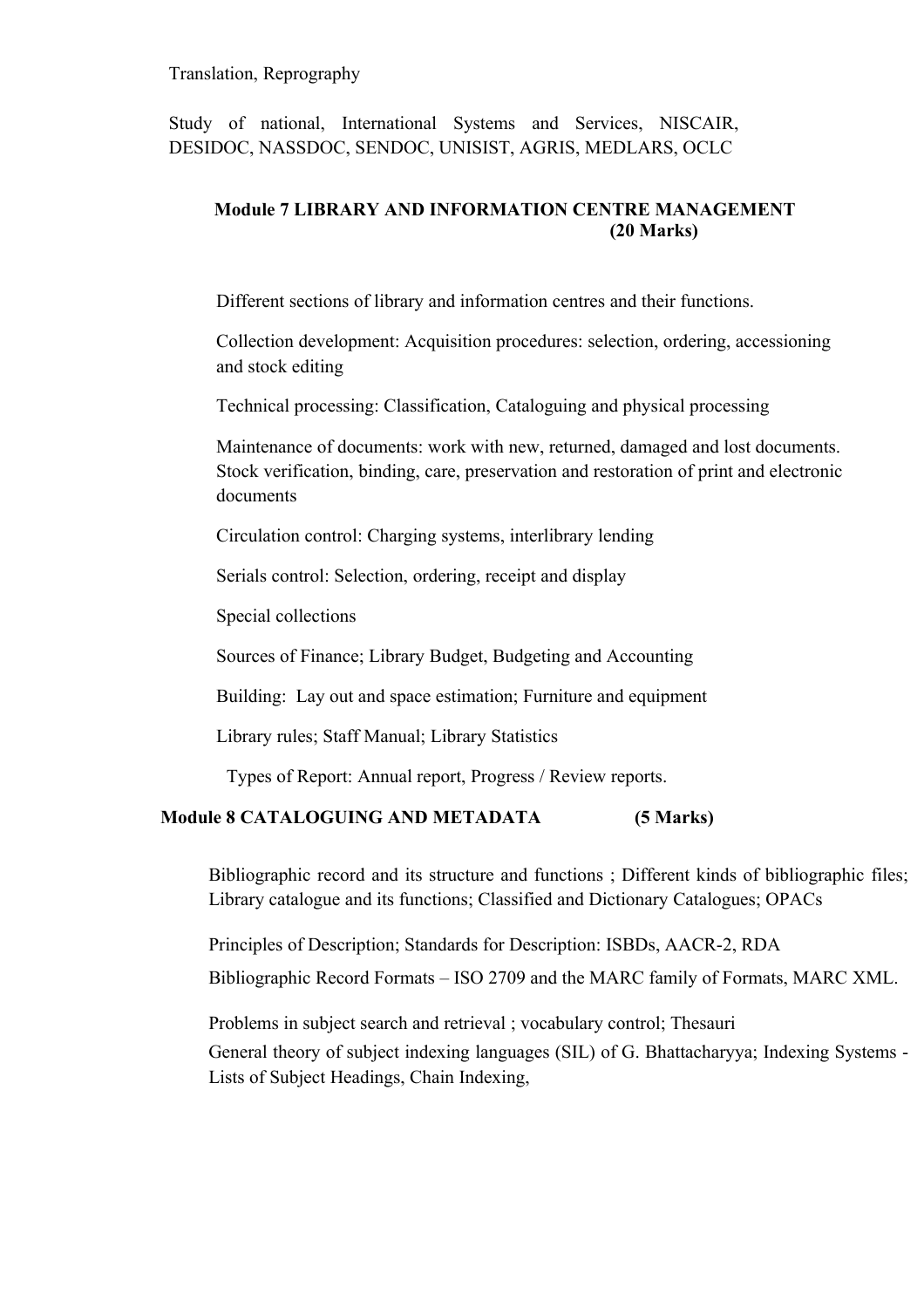Translation, Reprography

Study of national, International Systems and Services, NISCAIR, DESIDOC, NASSDOC, SENDOC, UNISIST, AGRIS, MEDLARS, OCLC

## Module 7 LIBRARY AND INFORMATION CENTRE MANAGEMENT (20 Marks)

Different sections of library and information centres and their functions.

Collection development: Acquisition procedures: selection, ordering, accessioning and stock editing

Technical processing: Classification, Cataloguing and physical processing

Maintenance of documents: work with new, returned, damaged and lost documents. Stock verification, binding, care, preservation and restoration of print and electronic documents

Circulation control: Charging systems, interlibrary lending

Serials control: Selection, ordering, receipt and display

Special collections

Sources of Finance; Library Budget, Budgeting and Accounting

Building: Lay out and space estimation; Furniture and equipment

Library rules; Staff Manual; Library Statistics

Types of Report: Annual report, Progress / Review reports.

## Module 8 CATALOGUING AND METADATA (5 Marks)

Bibliographic record and its structure and functions ; Different kinds of bibliographic files; Library catalogue and its functions; Classified and Dictionary Catalogues; OPACs

Principles of Description; Standards for Description: ISBDs, AACR-2, RDA

Bibliographic Record Formats – ISO 2709 and the MARC family of Formats, MARC XML.

Problems in subject search and retrieval ; vocabulary control; Thesauri

General theory of subject indexing languages (SIL) of G. Bhattacharyya; Indexing Systems - Lists of Subject Headings, Chain Indexing,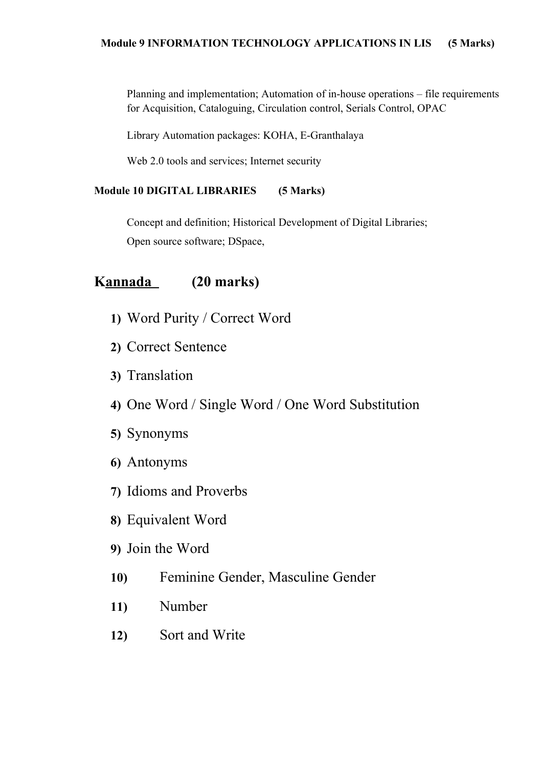**Module 9 INFORMATION TECHNOLOGY APPLICATIONS IN LIS (5 Marks)**

Planning and implementation; Automation of in-house operations – file requirements for Acquisition, Cataloguing, Circulation control, Serials Control, OPAC

Library Automation packages: KOHA, E-Granthalaya

Web 2.0 tools and services; Internet security

**Module 10 DIGITAL LIBRARIES (5 Marks)**

Concept and definition; Historical Development of Digital Libraries;

Open source software; DSpace,

## Kannada (20 marks)

1) Word Purity / Correct Word
2) Correct Sentence
3) Translation
4) One Word / Single Word / One Word Substitution
5) Synonyms
6) Antonyms
7) Idioms and Proverbs
8) Equivalent Word
9) Join the Word
10) Feminine Gender, Masculine Gender
11) Number
12) Sort and Write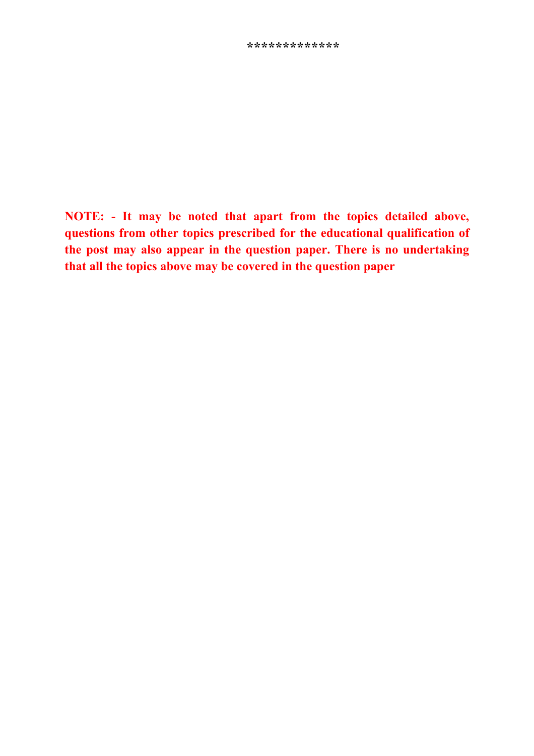*************

**NOTE: - It may be noted that apart from the topics detailed above, questions from other topics prescribed for the educational qualification of the post may also appear in the question paper. There is no undertaking that all the topics above may be covered in the question paper**